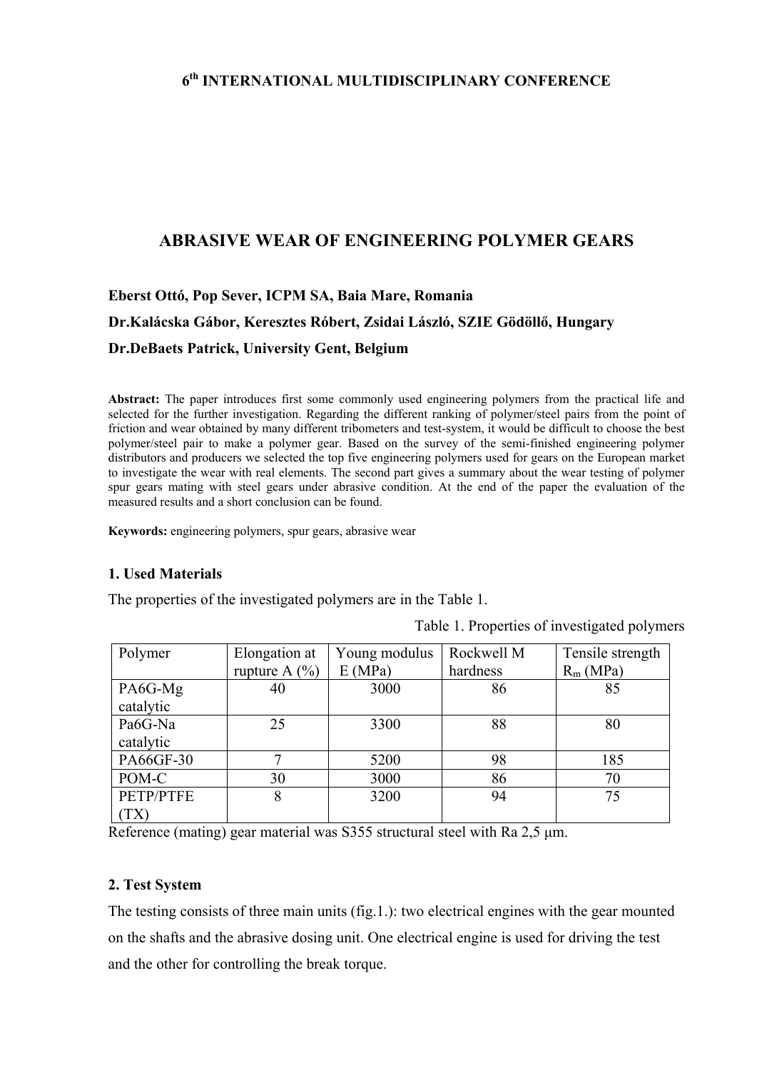**6th INTERNATIONAL MULTIDISCIPLINARY CONFERENCE**

# ABRASIVE WEAR OF ENGINEERING POLYMER GEARS

**Eberst Ottó, Pop Sever, ICPM SA, Baia Mare, Romania**

**Dr.Kalácska Gábor, Keresztes Róbert, Zsidai László, SZIE Gödöllő, Hungary**

**Dr.DeBaets Patrick, University Gent, Belgium**

**Abstract:** The paper introduces first some commonly used engineering polymers from the practical life and selected for the further investigation. Regarding the different ranking of polymer/steel pairs from the point of friction and wear obtained by many different tribometers and test-system, it would be difficult to choose the best polymer/steel pair to make a polymer gear. Based on the survey of the semi-finished engineering polymer distributors and producers we selected the top five engineering polymers used for gears on the European market to investigate the wear with real elements. The second part gives a summary about the wear testing of polymer spur gears mating with steel gears under abrasive condition. At the end of the paper the evaluation of the measured results and a short conclusion can be found.

**Keywords:** engineering polymers, spur gears, abrasive wear

## 1. Used Materials

The properties of the investigated polymers are in the Table 1.

Table 1. Properties of investigated polymers

| Polymer | Elongation at rupture A (%) | Young modulus E (MPa) | Rockwell M hardness | Tensile strength $R_m$ (MPa) |
|---|---|---|---|---|
| PA6G-Mg catalytic | 40 | 3000 | 86 | 85 |
| Pa6G-Na catalytic | 25 | 3300 | 88 | 80 |
| PA66GF-30 | 7 | 5200 | 98 | 185 |
| POM-C | 30 | 3000 | 86 | 70 |
| PETP/PTFE (TX) | 8 | 3200 | 94 | 75 |

Reference (mating) gear material was S355 structural steel with Ra 2,5 μm.

## 2. Test System

The testing consists of three main units (fig.1.): two electrical engines with the gear mounted on the shafts and the abrasive dosing unit. One electrical engine is used for driving the test and the other for controlling the break torque.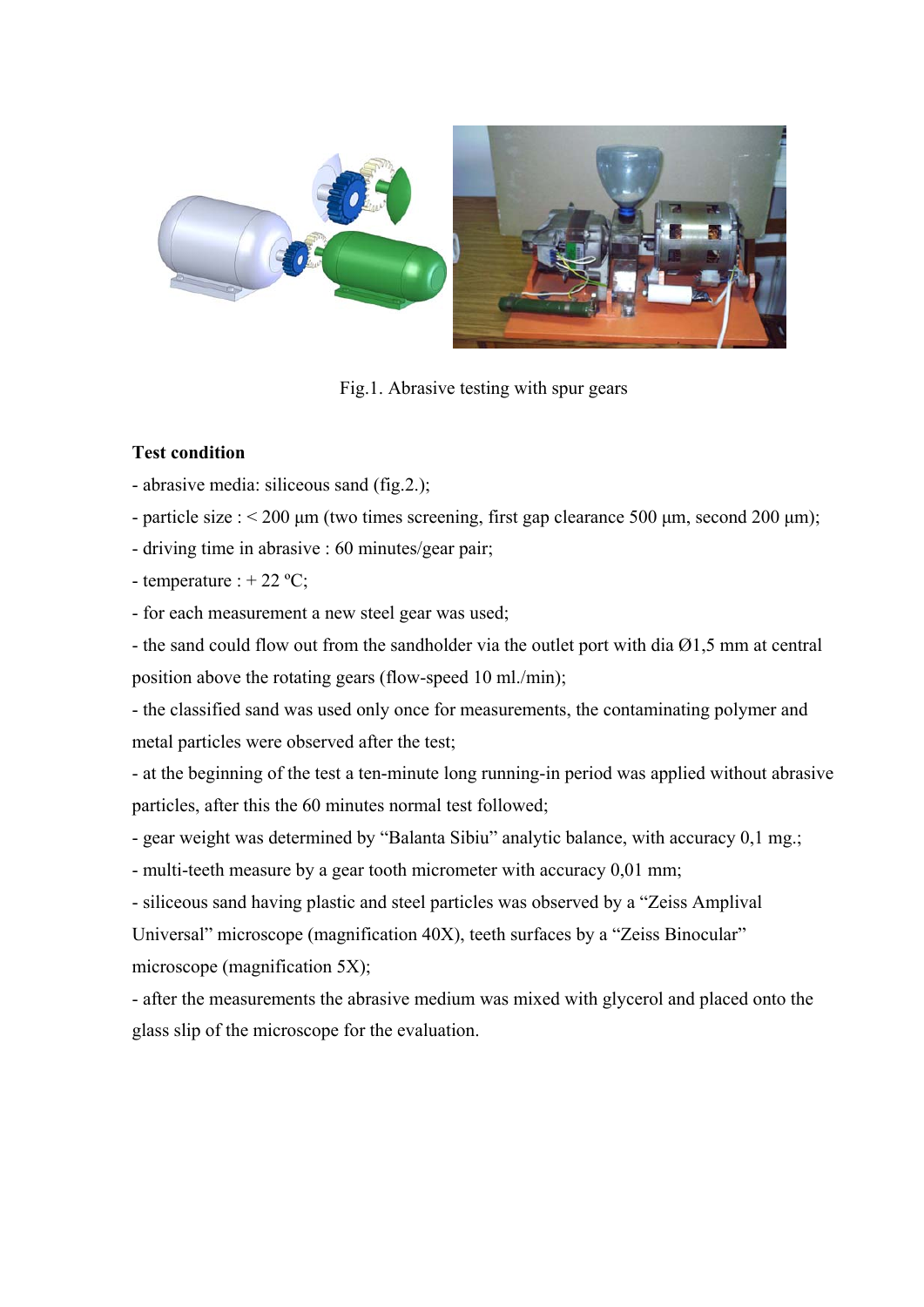Fig.1. Abrasive testing with spur gears

**Test condition**

- abrasive media: siliceous sand (fig.2.);
- particle size : < 200 μm (two times screening, first gap clearance 500 μm, second 200 μm);
- driving time in abrasive : 60 minutes/gear pair;
- temperature : + 22 ºC;
- for each measurement a new steel gear was used;
- the sand could flow out from the sandholder via the outlet port with dia Ø1,5 mm at central position above the rotating gears (flow-speed 10 ml./min);
- the classified sand was used only once for measurements, the contaminating polymer and metal particles were observed after the test;
- at the beginning of the test a ten-minute long running-in period was applied without abrasive particles, after this the 60 minutes normal test followed;
- gear weight was determined by "Balanta Sibiu" analytic balance, with accuracy 0,1 mg.;
- multi-teeth measure by a gear tooth micrometer with accuracy 0,01 mm;
- siliceous sand having plastic and steel particles was observed by a "Zeiss Amplival Universal" microscope (magnification 40X), teeth surfaces by a "Zeiss Binocular" microscope (magnification 5X);
- after the measurements the abrasive medium was mixed with glycerol and placed onto the glass slip of the microscope for the evaluation.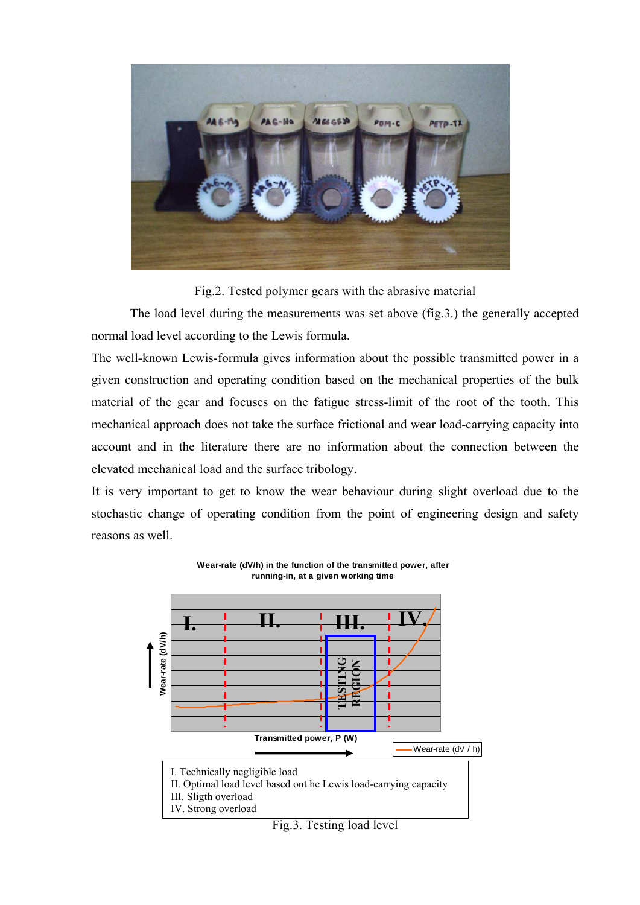Fig.2. Tested polymer gears with the abrasive material

The load level during the measurements was set above (fig.3.) the generally accepted normal load level according to the Lewis formula.

The well-known Lewis-formula gives information about the possible transmitted power in a given construction and operating condition based on the mechanical properties of the bulk material of the gear and focuses on the fatigue stress-limit of the root of the tooth. This mechanical approach does not take the surface frictional and wear load-carrying capacity into account and in the literature there are no information about the connection between the elevated mechanical load and the surface tribology.

It is very important to get to know the wear behaviour during slight overload due to the stochastic change of operating condition from the point of engineering design and safety reasons as well.

Wear-rate (dV/h) in the function of the transmitted power, after running-in, at a given working time

I. Technically negligible load
II. Optimal load level based ont he Lewis load-carrying capacity
III. Sligth overload
IV. Strong overload

Fig.3. Testing load level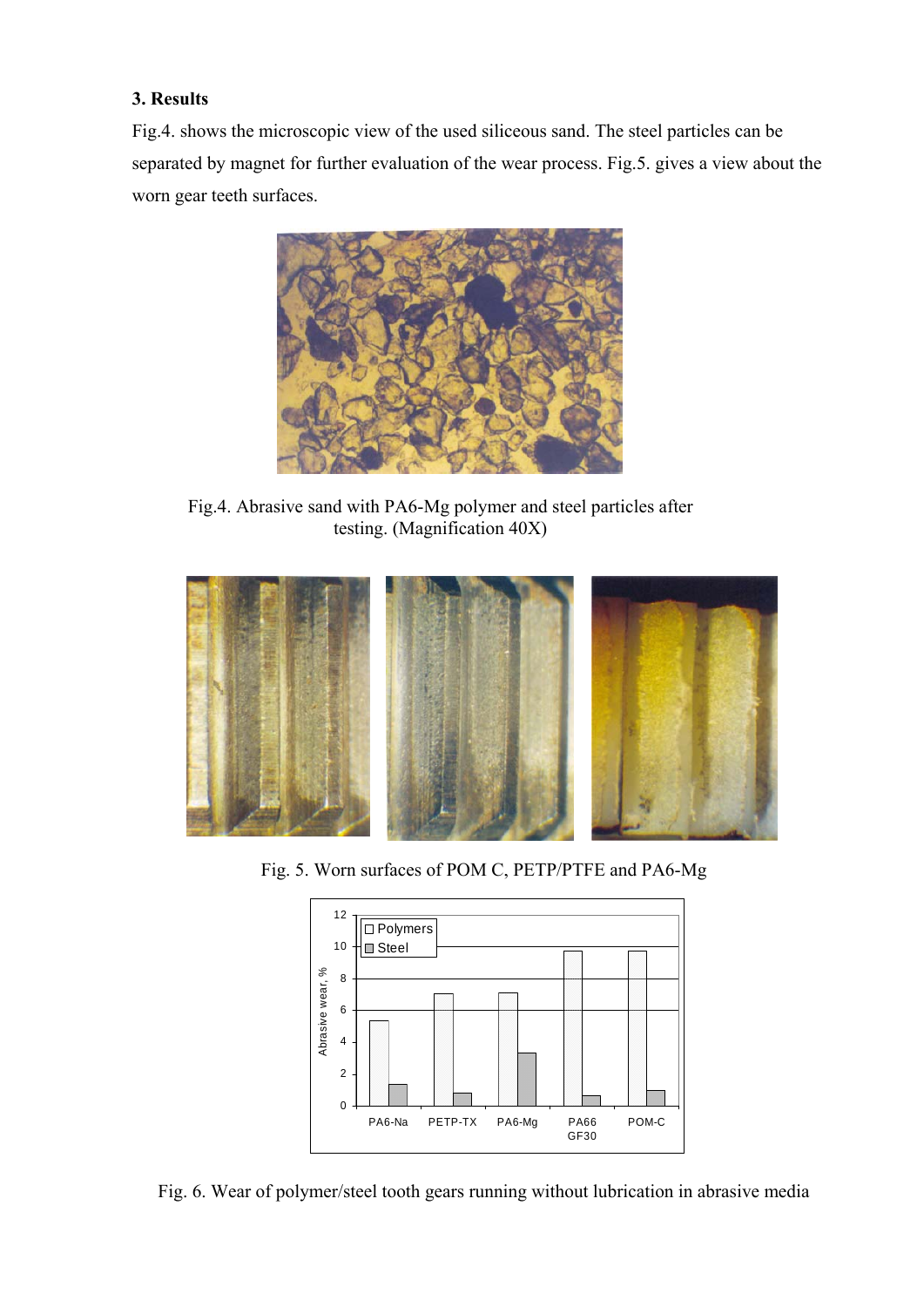### 3. Results

Fig.4. shows the microscopic view of the used siliceous sand. The steel particles can be separated by magnet for further evaluation of the wear process. Fig.5. gives a view about the worn gear teeth surfaces.

Fig.4. Abrasive sand with PA6-Mg polymer and steel particles after testing. (Magnification 40X)

Fig. 5. Worn surfaces of POM C, PETP/PTFE and PA6-Mg

Fig. 6. Wear of polymer/steel tooth gears running without lubrication in abrasive media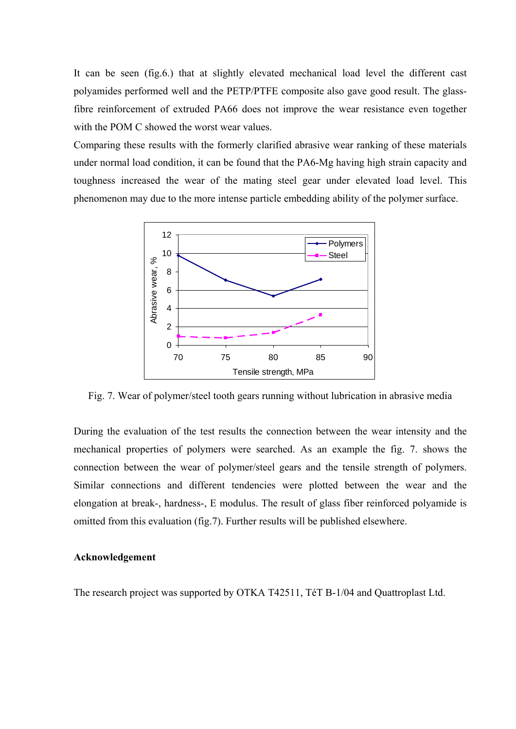It can be seen (fig.6.) that at slightly elevated mechanical load level the different cast polyamides performed well and the PETP/PTFE composite also gave good result. The glass-fibre reinforcement of extruded PA66 does not improve the wear resistance even together with the POM C showed the worst wear values.

Comparing these results with the formerly clarified abrasive wear ranking of these materials under normal load condition, it can be found that the PA6-Mg having high strain capacity and toughness increased the wear of the mating steel gear under elevated load level. This phenomenon may due to the more intense particle embedding ability of the polymer surface.

Fig. 7. Wear of polymer/steel tooth gears running without lubrication in abrasive media

During the evaluation of the test results the connection between the wear intensity and the mechanical properties of polymers were searched. As an example the fig. 7. shows the connection between the wear of polymer/steel gears and the tensile strength of polymers. Similar connections and different tendencies were plotted between the wear and the elongation at break-, hardness-, E modulus. The result of glass fiber reinforced polyamide is omitted from this evaluation (fig.7). Further results will be published elsewhere.

**Acknowledgement**

The research project was supported by OTKA T42511, TéT B-1/04 and Quattroplast Ltd.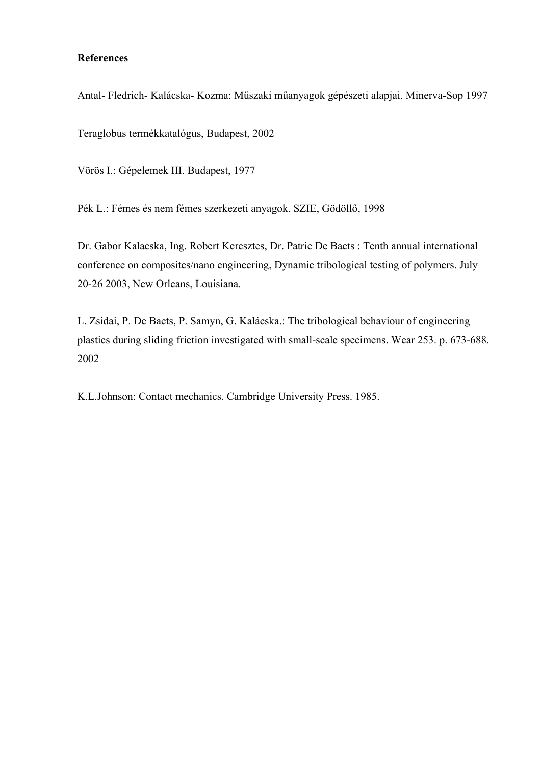**References**

Antal- Fledrich- Kalácska- Kozma: Műszaki műanyagok gépészeti alapjai. Minerva-Sop 1997

Teraglobus termékkatalógus, Budapest, 2002

Vörös I.: Gépelemek III. Budapest, 1977

Pék L.: Fémes és nem fémes szerkezeti anyagok. SZIE, Gödöllő, 1998

Dr. Gabor Kalacska, Ing. Robert Keresztes, Dr. Patric De Baets : Tenth annual international conference on composites/nano engineering, Dynamic tribological testing of polymers. July 20-26 2003, New Orleans, Louisiana.

L. Zsidai, P. De Baets, P. Samyn, G. Kalácska.: The tribological behaviour of engineering plastics during sliding friction investigated with small-scale specimens. Wear 253. p. 673-688. 2002

K.L.Johnson: Contact mechanics. Cambridge University Press. 1985.